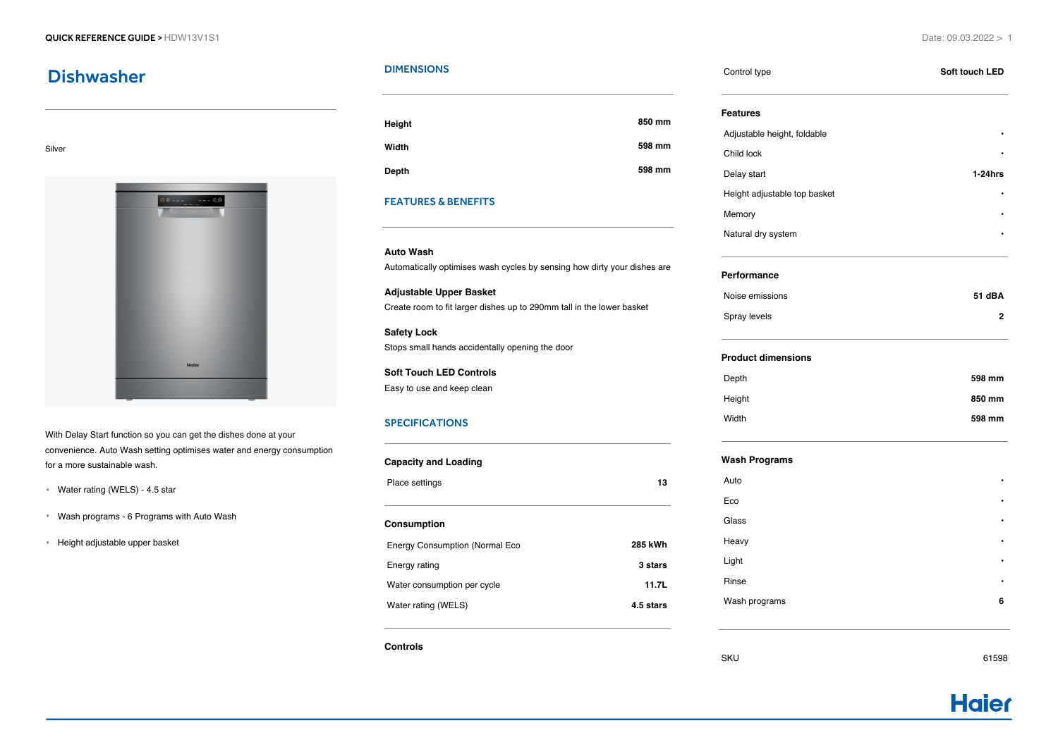# Dishwasher

Silver

With Delay Start function so you can get the dishes done at your convenience. Auto Wash setting optimises water and energy consumption for a more sustainable wash.

- Water rating (WELS) - 4.5 star
- Wash programs - 6 Programs with Auto Wash
- Height adjustable upper basket

## DIMENSIONS

| | |
|---|---|
| **Height** | **850 mm** |
| **Width** | **598 mm** |
| **Depth** | **598 mm** |

## FEATURES & BENEFITS

**Auto Wash**
Automatically optimises wash cycles by sensing how dirty your dishes are

**Adjustable Upper Basket**
Create room to fit larger dishes up to 290mm tall in the lower basket

**Safety Lock**
Stops small hands accidentally opening the door

**Soft Touch LED Controls**
Easy to use and keep clean

## SPECIFICATIONS

### Capacity and Loading

| | |
|---|---|
| Place settings | **13** |

### Consumption

| | |
|---|---|
| Energy Consumption (Normal Eco | **285 kWh** |
| Energy rating | **3 stars** |
| Water consumption per cycle | **11.7L** |
| Water rating (WELS) | **4.5 stars** |

### Controls

| | |
|---|---|
| Control type | **Soft touch LED** |

### Features

| | |
|---|---|
| Adjustable height, foldable | • |
| Child lock | • |
| Delay start | **1-24hrs** |
| Height adjustable top basket | • |
| Memory | • |
| Natural dry system | • |

### Performance

| | |
|---|---|
| Noise emissions | **51 dBA** |
| Spray levels | **2** |

### Product dimensions

| | |
|---|---|
| Depth | **598 mm** |
| Height | **850 mm** |
| Width | **598 mm** |

### Wash Programs

| | |
|---|---|
| Auto | • |
| Eco | • |
| Glass | • |
| Heavy | • |
| Light | • |
| Rinse | • |
| Wash programs | **6** |

| | |
|---|---|
| SKU | 61598 |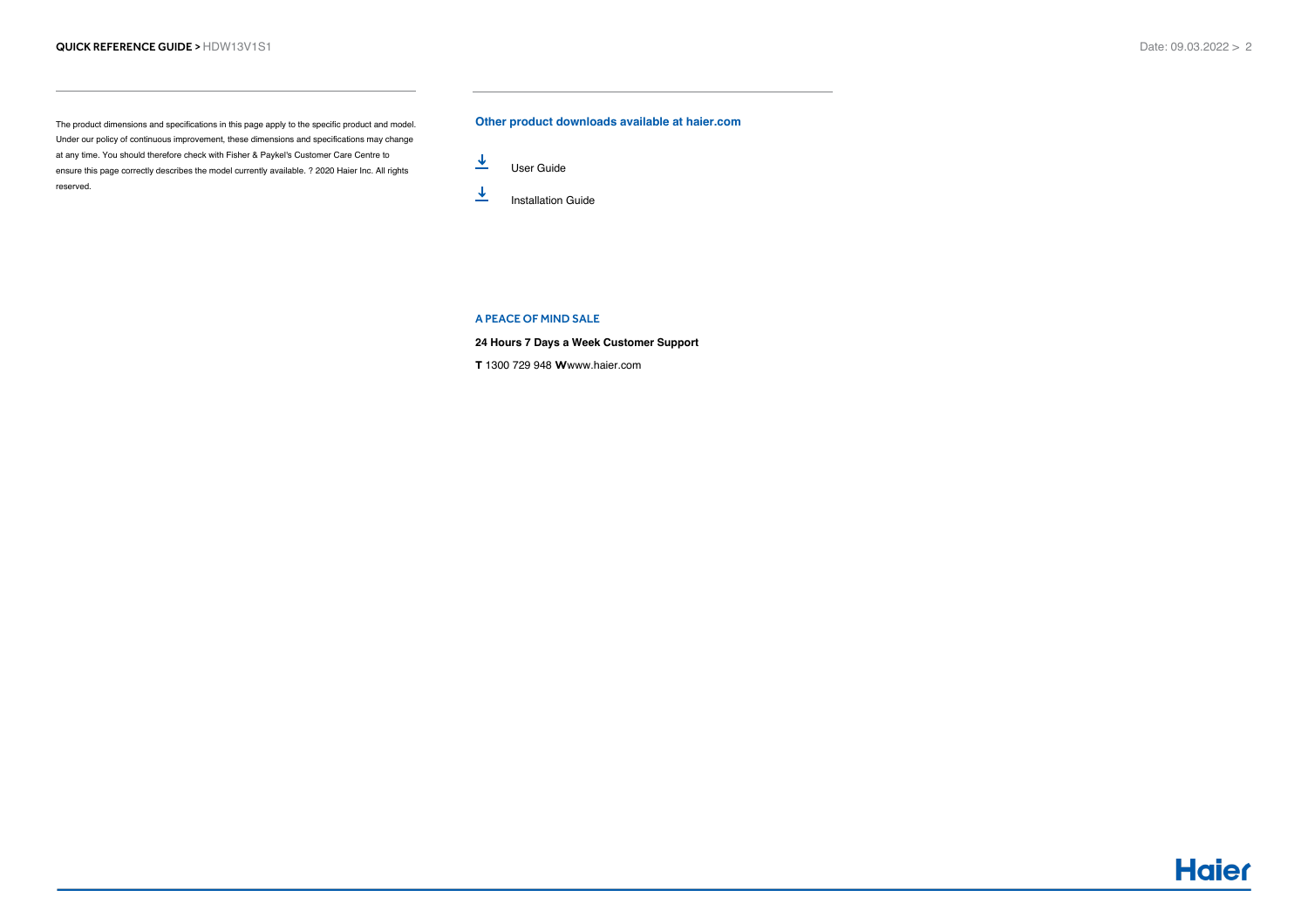The product dimensions and specifications in this page apply to the specific product and model. Under our policy of continuous improvement, these dimensions and specifications may change at any time. You should therefore check with Fisher & Paykel's Customer Care Centre to ensure this page correctly describes the model currently available. ? 2020 Haier Inc. All rights reserved.

## Other product downloads available at haier.com

- User Guide
- Installation Guide

### A PEACE OF MIND SALE

**24 Hours 7 Days a Week Customer Support**

**T** 1300 729 948 **W**www.haier.com